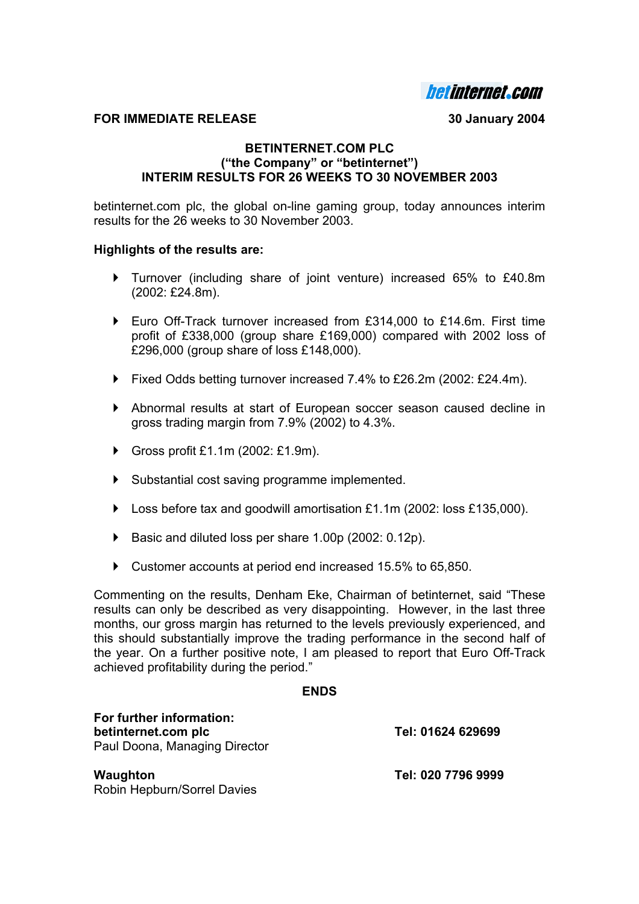betinternet.com

**FOR IMMEDIATE RELEASE** **30 January 2004**

**BETINTERNET.COM PLC**
**("the Company" or "betinternet")**
**INTERIM RESULTS FOR 26 WEEKS TO 30 NOVEMBER 2003**

betinternet.com plc, the global on-line gaming group, today announces interim results for the 26 weeks to 30 November 2003.

**Highlights of the results are:**

- Turnover (including share of joint venture) increased 65% to £40.8m (2002: £24.8m).
- Euro Off-Track turnover increased from £314,000 to £14.6m. First time profit of £338,000 (group share £169,000) compared with 2002 loss of £296,000 (group share of loss £148,000).
- Fixed Odds betting turnover increased 7.4% to £26.2m (2002: £24.4m).
- Abnormal results at start of European soccer season caused decline in gross trading margin from 7.9% (2002) to 4.3%.
- Gross profit £1.1m (2002: £1.9m).
- Substantial cost saving programme implemented.
- Loss before tax and goodwill amortisation £1.1m (2002: loss £135,000).
- Basic and diluted loss per share 1.00p (2002: 0.12p).
- Customer accounts at period end increased 15.5% to 65,850.

Commenting on the results, Denham Eke, Chairman of betinternet, said "These results can only be described as very disappointing. However, in the last three months, our gross margin has returned to the levels previously experienced, and this should substantially improve the trading performance in the second half of the year. On a further positive note, I am pleased to report that Euro Off-Track achieved profitability during the period."

**ENDS**

**For further information:**
**betinternet.com plc** **Tel: 01624 629699**
Paul Doona, Managing Director

**Waughton** **Tel: 020 7796 9999**
Robin Hepburn/Sorrel Davies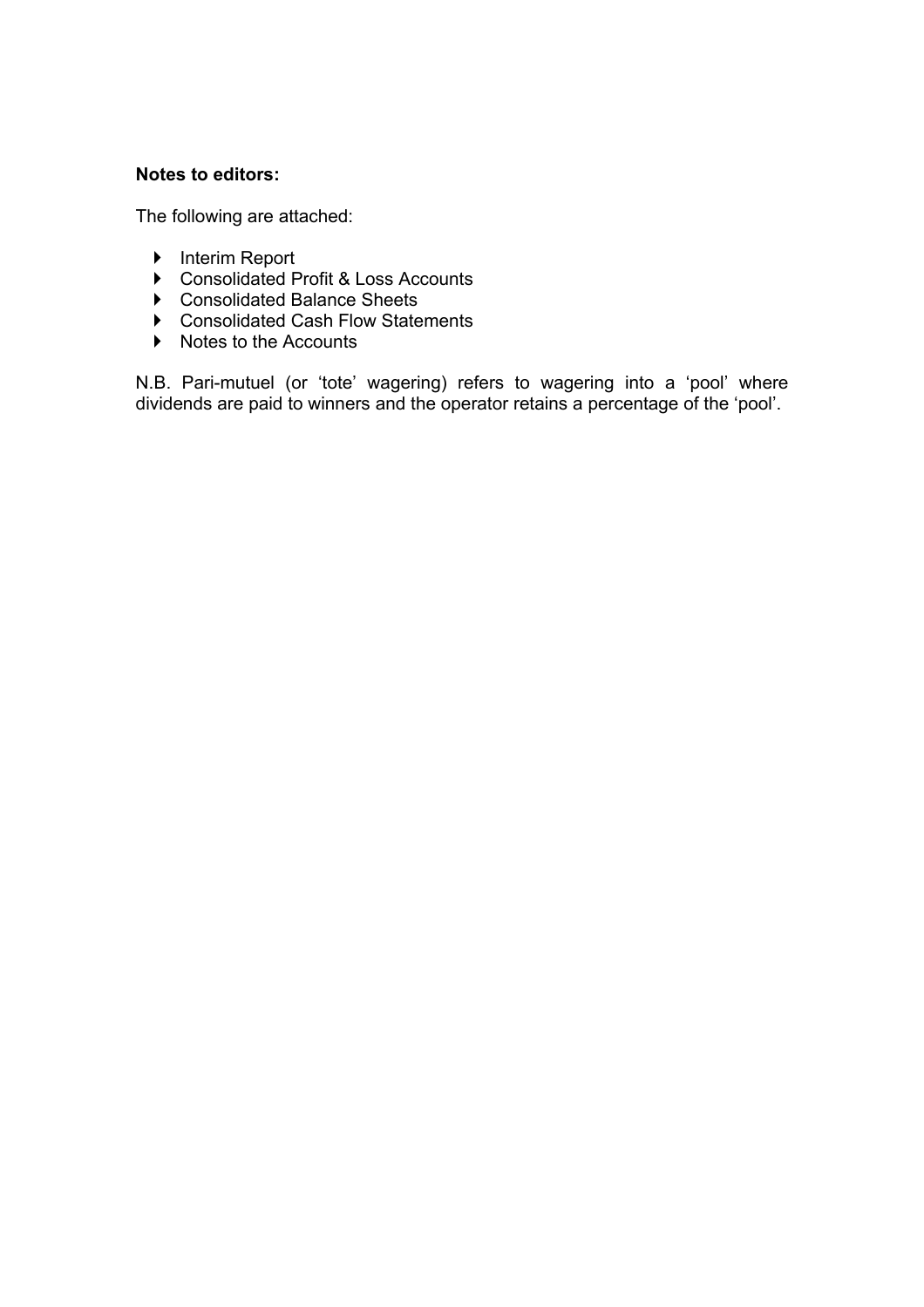**Notes to editors:**

The following are attached:

- Interim Report
- Consolidated Profit & Loss Accounts
- Consolidated Balance Sheets
- Consolidated Cash Flow Statements
- Notes to the Accounts

N.B. Pari-mutuel (or 'tote' wagering) refers to wagering into a 'pool' where dividends are paid to winners and the operator retains a percentage of the 'pool'.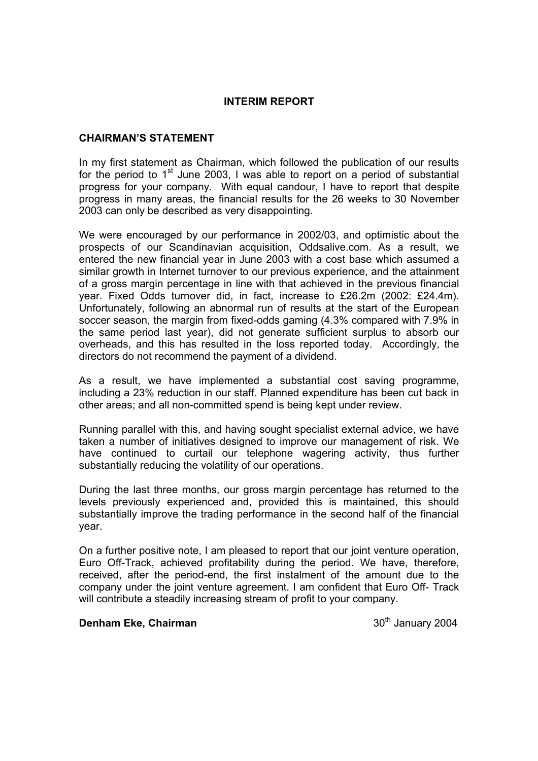# INTERIM REPORT

## CHAIRMAN'S STATEMENT

In my first statement as Chairman, which followed the publication of our results for the period to 1st June 2003, I was able to report on a period of substantial progress for your company. With equal candour, I have to report that despite progress in many areas, the financial results for the 26 weeks to 30 November 2003 can only be described as very disappointing.

We were encouraged by our performance in 2002/03, and optimistic about the prospects of our Scandinavian acquisition, Oddsalive.com. As a result, we entered the new financial year in June 2003 with a cost base which assumed a similar growth in Internet turnover to our previous experience, and the attainment of a gross margin percentage in line with that achieved in the previous financial year. Fixed Odds turnover did, in fact, increase to £26.2m (2002: £24.4m). Unfortunately, following an abnormal run of results at the start of the European soccer season, the margin from fixed-odds gaming (4.3% compared with 7.9% in the same period last year), did not generate sufficient surplus to absorb our overheads, and this has resulted in the loss reported today. Accordingly, the directors do not recommend the payment of a dividend.

As a result, we have implemented a substantial cost saving programme, including a 23% reduction in our staff. Planned expenditure has been cut back in other areas; and all non-committed spend is being kept under review.

Running parallel with this, and having sought specialist external advice, we have taken a number of initiatives designed to improve our management of risk. We have continued to curtail our telephone wagering activity, thus further substantially reducing the volatility of our operations.

During the last three months, our gross margin percentage has returned to the levels previously experienced and, provided this is maintained, this should substantially improve the trading performance in the second half of the financial year.

On a further positive note, I am pleased to report that our joint venture operation, Euro Off-Track, achieved profitability during the period. We have, therefore, received, after the period-end, the first instalment of the amount due to the company under the joint venture agreement. I am confident that Euro Off- Track will contribute a steadily increasing stream of profit to your company.

**Denham Eke, Chairman** 30th January 2004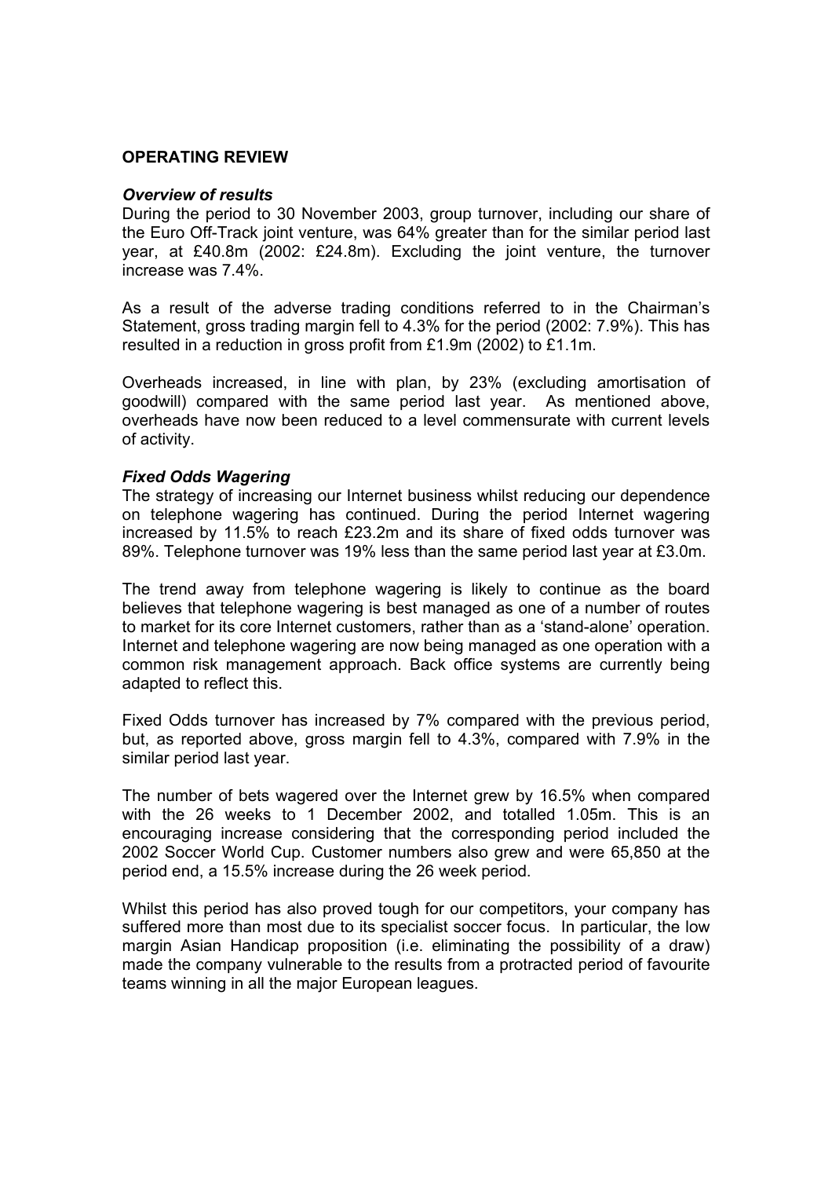## OPERATING REVIEW

### *Overview of results*

During the period to 30 November 2003, group turnover, including our share of the Euro Off-Track joint venture, was 64% greater than for the similar period last year, at £40.8m (2002: £24.8m). Excluding the joint venture, the turnover increase was 7.4%.

As a result of the adverse trading conditions referred to in the Chairman's Statement, gross trading margin fell to 4.3% for the period (2002: 7.9%). This has resulted in a reduction in gross profit from £1.9m (2002) to £1.1m.

Overheads increased, in line with plan, by 23% (excluding amortisation of goodwill) compared with the same period last year. As mentioned above, overheads have now been reduced to a level commensurate with current levels of activity.

### *Fixed Odds Wagering*

The strategy of increasing our Internet business whilst reducing our dependence on telephone wagering has continued. During the period Internet wagering increased by 11.5% to reach £23.2m and its share of fixed odds turnover was 89%. Telephone turnover was 19% less than the same period last year at £3.0m.

The trend away from telephone wagering is likely to continue as the board believes that telephone wagering is best managed as one of a number of routes to market for its core Internet customers, rather than as a 'stand-alone' operation. Internet and telephone wagering are now being managed as one operation with a common risk management approach. Back office systems are currently being adapted to reflect this.

Fixed Odds turnover has increased by 7% compared with the previous period, but, as reported above, gross margin fell to 4.3%, compared with 7.9% in the similar period last year.

The number of bets wagered over the Internet grew by 16.5% when compared with the 26 weeks to 1 December 2002, and totalled 1.05m. This is an encouraging increase considering that the corresponding period included the 2002 Soccer World Cup. Customer numbers also grew and were 65,850 at the period end, a 15.5% increase during the 26 week period.

Whilst this period has also proved tough for our competitors, your company has suffered more than most due to its specialist soccer focus. In particular, the low margin Asian Handicap proposition (i.e. eliminating the possibility of a draw) made the company vulnerable to the results from a protracted period of favourite teams winning in all the major European leagues.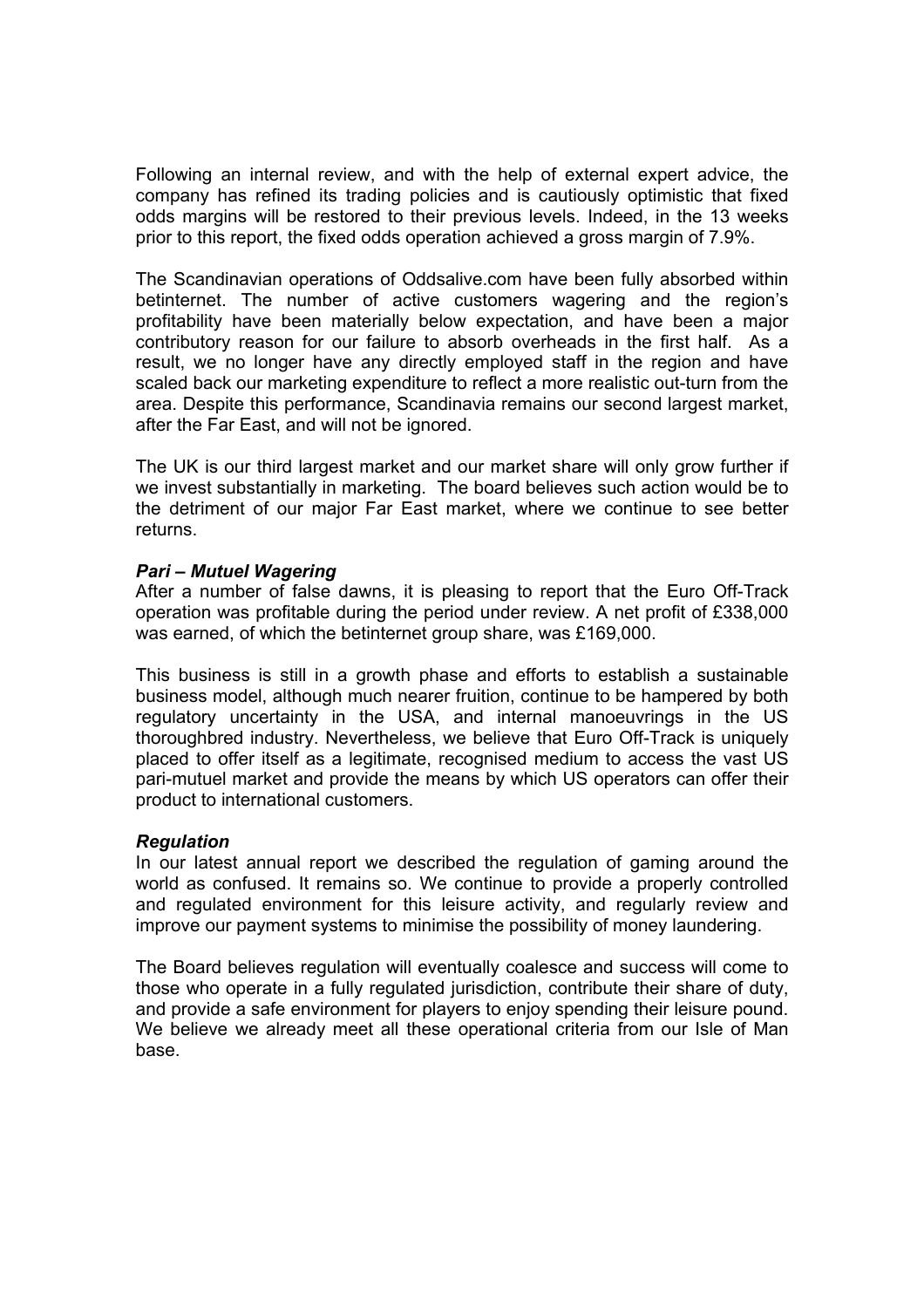Following an internal review, and with the help of external expert advice, the company has refined its trading policies and is cautiously optimistic that fixed odds margins will be restored to their previous levels. Indeed, in the 13 weeks prior to this report, the fixed odds operation achieved a gross margin of 7.9%.

The Scandinavian operations of Oddsalive.com have been fully absorbed within betinternet. The number of active customers wagering and the region's profitability have been materially below expectation, and have been a major contributory reason for our failure to absorb overheads in the first half. As a result, we no longer have any directly employed staff in the region and have scaled back our marketing expenditure to reflect a more realistic out-turn from the area. Despite this performance, Scandinavia remains our second largest market, after the Far East, and will not be ignored.

The UK is our third largest market and our market share will only grow further if we invest substantially in marketing. The board believes such action would be to the detriment of our major Far East market, where we continue to see better returns.

***Pari – Mutuel Wagering***

After a number of false dawns, it is pleasing to report that the Euro Off-Track operation was profitable during the period under review. A net profit of £338,000 was earned, of which the betinternet group share, was £169,000.

This business is still in a growth phase and efforts to establish a sustainable business model, although much nearer fruition, continue to be hampered by both regulatory uncertainty in the USA, and internal manoeuvrings in the US thoroughbred industry. Nevertheless, we believe that Euro Off-Track is uniquely placed to offer itself as a legitimate, recognised medium to access the vast US pari-mutuel market and provide the means by which US operators can offer their product to international customers.

***Regulation***

In our latest annual report we described the regulation of gaming around the world as confused. It remains so. We continue to provide a properly controlled and regulated environment for this leisure activity, and regularly review and improve our payment systems to minimise the possibility of money laundering.

The Board believes regulation will eventually coalesce and success will come to those who operate in a fully regulated jurisdiction, contribute their share of duty, and provide a safe environment for players to enjoy spending their leisure pound. We believe we already meet all these operational criteria from our Isle of Man base.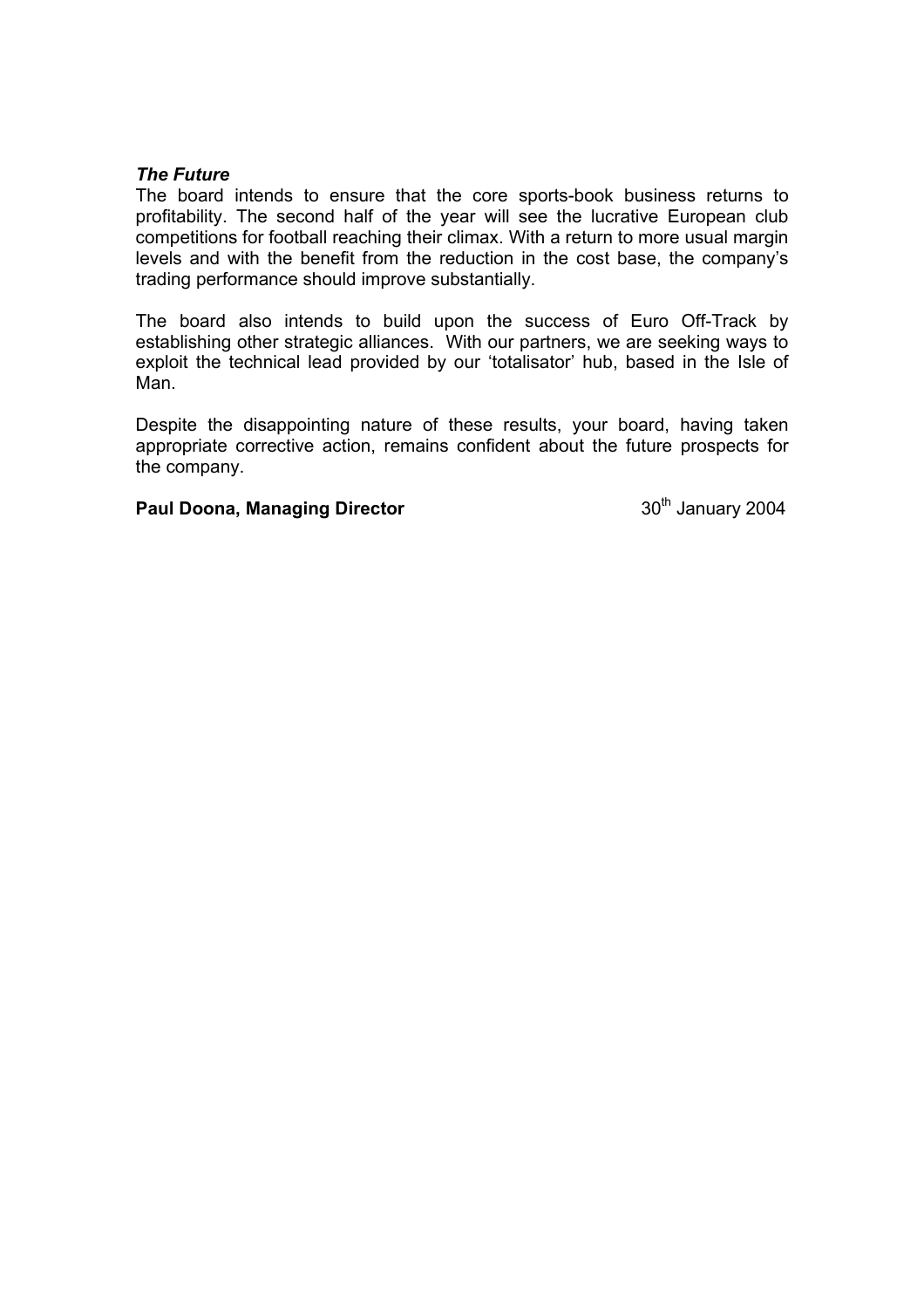***The Future***

The board intends to ensure that the core sports-book business returns to profitability. The second half of the year will see the lucrative European club competitions for football reaching their climax. With a return to more usual margin levels and with the benefit from the reduction in the cost base, the company's trading performance should improve substantially.

The board also intends to build upon the success of Euro Off-Track by establishing other strategic alliances. With our partners, we are seeking ways to exploit the technical lead provided by our 'totalisator' hub, based in the Isle of Man.

Despite the disappointing nature of these results, your board, having taken appropriate corrective action, remains confident about the future prospects for the company.

**Paul Doona, Managing Director** 30th January 2004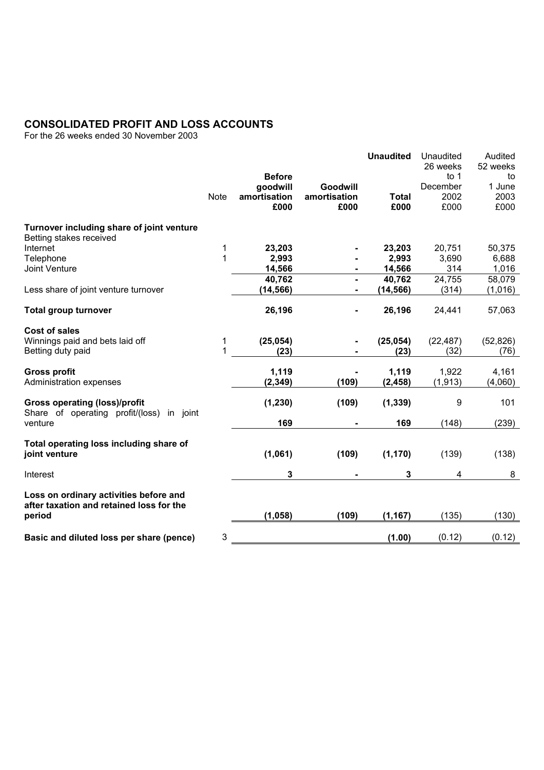## CONSOLIDATED PROFIT AND LOSS ACCOUNTS

For the 26 weeks ended 30 November 2003

| | Note | Before goodwill amortisation £000 | Goodwill amortisation £000 | **Unaudited** Total £000 | Unaudited 26 weeks to 1 December 2002 £000 | Audited 52 weeks to 1 June 2003 £000 |
|---|---|---|---|---|---|---|
| **Turnover including share of joint venture** | | | | | | |
| Betting stakes received | | | | | | |
| Internet | 1 | **23,203** | **-** | **23,203** | 20,751 | 50,375 |
| Telephone | 1 | **2,993** | **-** | **2,993** | 3,690 | 6,688 |
| Joint Venture | | **14,566** | **-** | **14,566** | 314 | 1,016 |
| | | **40,762** | **-** | **40,762** | 24,755 | 58,079 |
| Less share of joint venture turnover | | **(14,566)** | **-** | **(14,566)** | (314) | (1,016) |
| **Total group turnover** | | **26,196** | **-** | **26,196** | 24,441 | 57,063 |
| **Cost of sales** | | | | | | |
| Winnings paid and bets laid off | 1 | **(25,054)** | **-** | **(25,054)** | (22,487) | (52,826) |
| Betting duty paid | 1 | **(23)** | **-** | **(23)** | (32) | (76) |
| **Gross profit** | | **1,119** | **-** | **1,119** | 1,922 | 4,161 |
| Administration expenses | | **(2,349)** | **(109)** | **(2,458)** | (1,913) | (4,060) |
| **Gross operating (loss)/profit** | | **(1,230)** | **(109)** | **(1,339)** | 9 | 101 |
| Share of operating profit/(loss) in joint venture | | **169** | **-** | **169** | (148) | (239) |
| **Total operating loss including share of joint venture** | | **(1,061)** | **(109)** | **(1,170)** | (139) | (138) |
| Interest | | **3** | **-** | **3** | 4 | 8 |
| **Loss on ordinary activities before and after taxation and retained loss for the period** | | **(1,058)** | **(109)** | **(1,167)** | (135) | (130) |
| **Basic and diluted loss per share (pence)** | 3 | | | **(1.00)** | (0.12) | (0.12) |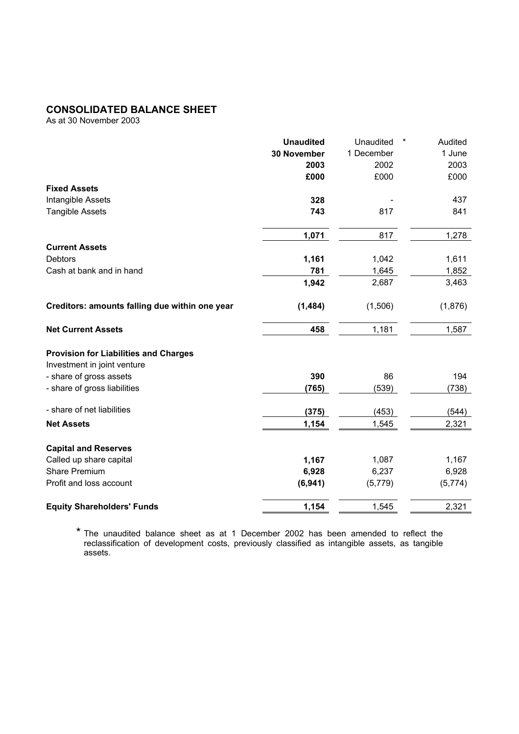## CONSOLIDATED BALANCE SHEET

As at 30 November 2003

| | **Unaudited 30 November 2003 £000** | Unaudited * 1 December 2002 £000 | Audited 1 June 2003 £000 |
|---|---|---|---|
| **Fixed Assets** | | | |
| Intangible Assets | **328** | - | 437 |
| Tangible Assets | **743** | 817 | 841 |
| | **1,071** | 817 | 1,278 |
| **Current Assets** | | | |
| Debtors | **1,161** | 1,042 | 1,611 |
| Cash at bank and in hand | **781** | 1,645 | 1,852 |
| | **1,942** | 2,687 | 3,463 |
| **Creditors: amounts falling due within one year** | **(1,484)** | (1,506) | (1,876) |
| **Net Current Assets** | **458** | 1,181 | 1,587 |
| **Provision for Liabilities and Charges** | | | |
| Investment in joint venture | | | |
| - share of gross assets | **390** | 86 | 194 |
| - share of gross liabilities | **(765)** | (539) | (738) |
| - share of net liabilities | **(375)** | (453) | (544) |
| **Net Assets** | **1,154** | 1,545 | 2,321 |
| **Capital and Reserves** | | | |
| Called up share capital | **1,167** | 1,087 | 1,167 |
| Share Premium | **6,928** | 6,237 | 6,928 |
| Profit and loss account | **(6,941)** | (5,779) | (5,774) |
| **Equity Shareholders' Funds** | **1,154** | 1,545 | 2,321 |

* The unaudited balance sheet as at 1 December 2002 has been amended to reflect the reclassification of development costs, previously classified as intangible assets, as tangible assets.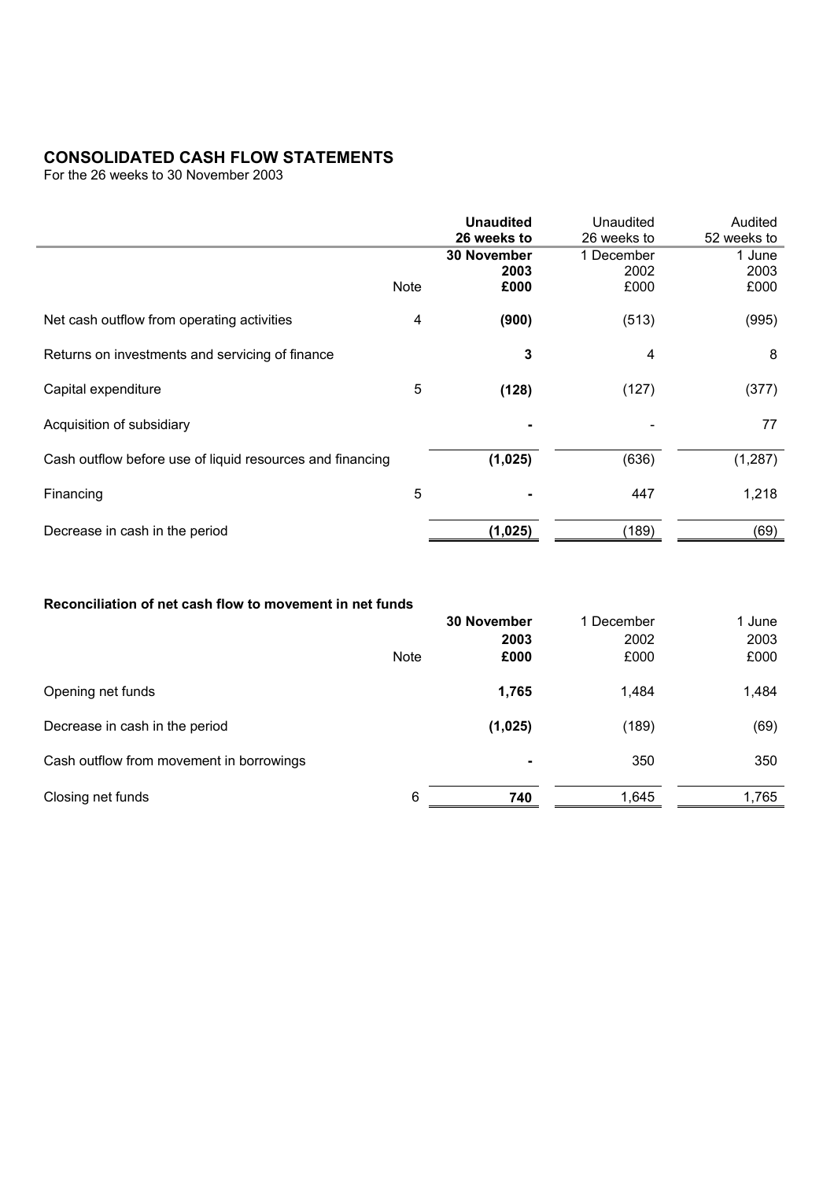# CONSOLIDATED CASH FLOW STATEMENTS

For the 26 weeks to 30 November 2003

| | Note | **Unaudited 26 weeks to 30 November 2003 £000** | Unaudited 26 weeks to 1 December 2002 £000 | Audited 52 weeks to 1 June 2003 £000 |
|---|---|---|---|---|
| Net cash outflow from operating activities | 4 | **(900)** | (513) | (995) |
| Returns on investments and servicing of finance | | **3** | 4 | 8 |
| Capital expenditure | 5 | **(128)** | (127) | (377) |
| Acquisition of subsidiary | | **-** | - | 77 |
| Cash outflow before use of liquid resources and financing | | **(1,025)** | (636) | (1,287) |
| Financing | 5 | **-** | 447 | 1,218 |
| Decrease in cash in the period | | **(1,025)** | (189) | (69) |

**Reconciliation of net cash flow to movement in net funds**

| | Note | **30 November 2003 £000** | 1 December 2002 £000 | 1 June 2003 £000 |
|---|---|---|---|---|
| Opening net funds | | **1,765** | 1,484 | 1,484 |
| Decrease in cash in the period | | **(1,025)** | (189) | (69) |
| Cash outflow from movement in borrowings | | **-** | 350 | 350 |
| Closing net funds | 6 | **740** | 1,645 | 1,765 |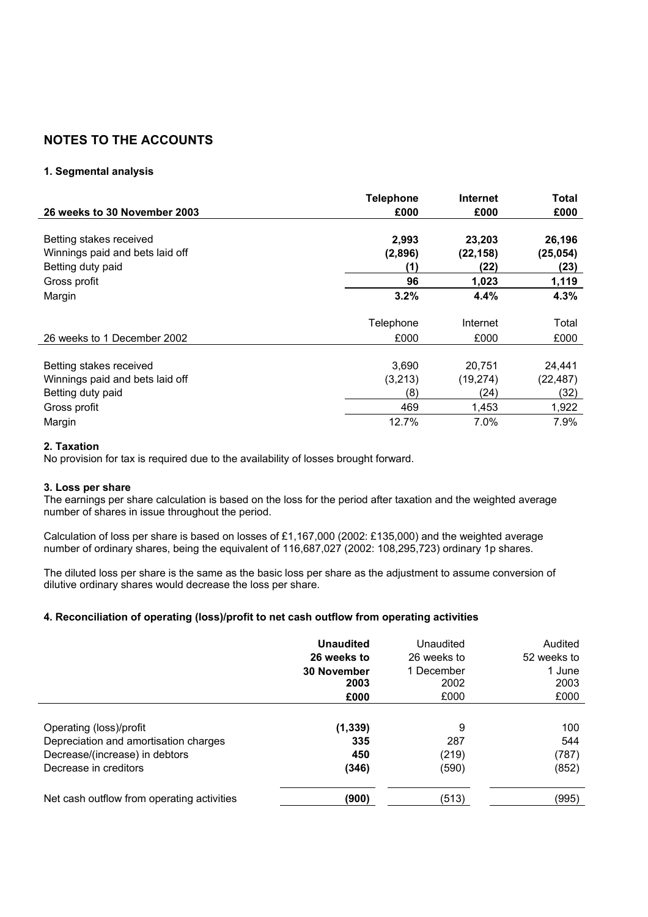## NOTES TO THE ACCOUNTS

### 1. Segmental analysis

| 26 weeks to 30 November 2003 | Telephone £000 | Internet £000 | Total £000 |
|---|---|---|---|
| Betting stakes received | **2,993** | **23,203** | **26,196** |
| Winnings paid and bets laid off | **(2,896)** | **(22,158)** | **(25,054)** |
| Betting duty paid | **(1)** | **(22)** | **(23)** |
| Gross profit | **96** | **1,023** | **1,119** |
| Margin | **3.2%** | **4.4%** | **4.3%** |

| 26 weeks to 1 December 2002 | Telephone £000 | Internet £000 | Total £000 |
|---|---|---|---|
| Betting stakes received | 3,690 | 20,751 | 24,441 |
| Winnings paid and bets laid off | (3,213) | (19,274) | (22,487) |
| Betting duty paid | (8) | (24) | (32) |
| Gross profit | 469 | 1,453 | 1,922 |
| Margin | 12.7% | 7.0% | 7.9% |

### 2. Taxation

No provision for tax is required due to the availability of losses brought forward.

### 3. Loss per share

The earnings per share calculation is based on the loss for the period after taxation and the weighted average number of shares in issue throughout the period.

Calculation of loss per share is based on losses of £1,167,000 (2002: £135,000) and the weighted average number of ordinary shares, being the equivalent of 116,687,027 (2002: 108,295,723) ordinary 1p shares.

The diluted loss per share is the same as the basic loss per share as the adjustment to assume conversion of dilutive ordinary shares would decrease the loss per share.

### 4. Reconciliation of operating (loss)/profit to net cash outflow from operating activities

| | Unaudited 26 weeks to 30 November 2003 £000 | Unaudited 26 weeks to 1 December 2002 £000 | Audited 52 weeks to 1 June 2003 £000 |
|---|---|---|---|
| Operating (loss)/profit | **(1,339)** | 9 | 100 |
| Depreciation and amortisation charges | **335** | 287 | 544 |
| Decrease/(increase) in debtors | **450** | (219) | (787) |
| Decrease in creditors | **(346)** | (590) | (852) |
| Net cash outflow from operating activities | **(900)** | (513) | (995) |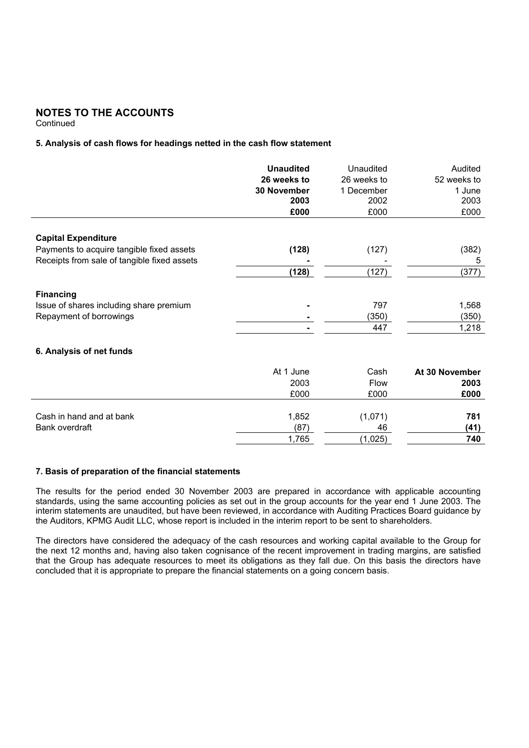## NOTES TO THE ACCOUNTS

Continued

### 5. Analysis of cash flows for headings netted in the cash flow statement

| | **Unaudited 26 weeks to 30 November 2003 £000** | Unaudited 26 weeks to 1 December 2002 £000 | Audited 52 weeks to 1 June 2003 £000 |
|---|---|---|---|
| **Capital Expenditure** | | | |
| Payments to acquire tangible fixed assets | **(128)** | (127) | (382) |
| Receipts from sale of tangible fixed assets | **-** | - | 5 |
| | **(128)** | (127) | (377) |
| **Financing** | | | |
| Issue of shares including share premium | **-** | 797 | 1,568 |
| Repayment of borrowings | **-** | (350) | (350) |
| | **-** | 447 | 1,218 |

### 6. Analysis of net funds

| | At 1 June 2003 £000 | Cash Flow £000 | **At 30 November 2003 £000** |
|---|---|---|---|
| Cash in hand and at bank | 1,852 | (1,071) | **781** |
| Bank overdraft | (87) | 46 | **(41)** |
| | 1,765 | (1,025) | **740** |

### 7. Basis of preparation of the financial statements

The results for the period ended 30 November 2003 are prepared in accordance with applicable accounting standards, using the same accounting policies as set out in the group accounts for the year end 1 June 2003. The interim statements are unaudited, but have been reviewed, in accordance with Auditing Practices Board guidance by the Auditors, KPMG Audit LLC, whose report is included in the interim report to be sent to shareholders.

The directors have considered the adequacy of the cash resources and working capital available to the Group for the next 12 months and, having also taken cognisance of the recent improvement in trading margins, are satisfied that the Group has adequate resources to meet its obligations as they fall due. On this basis the directors have concluded that it is appropriate to prepare the financial statements on a going concern basis.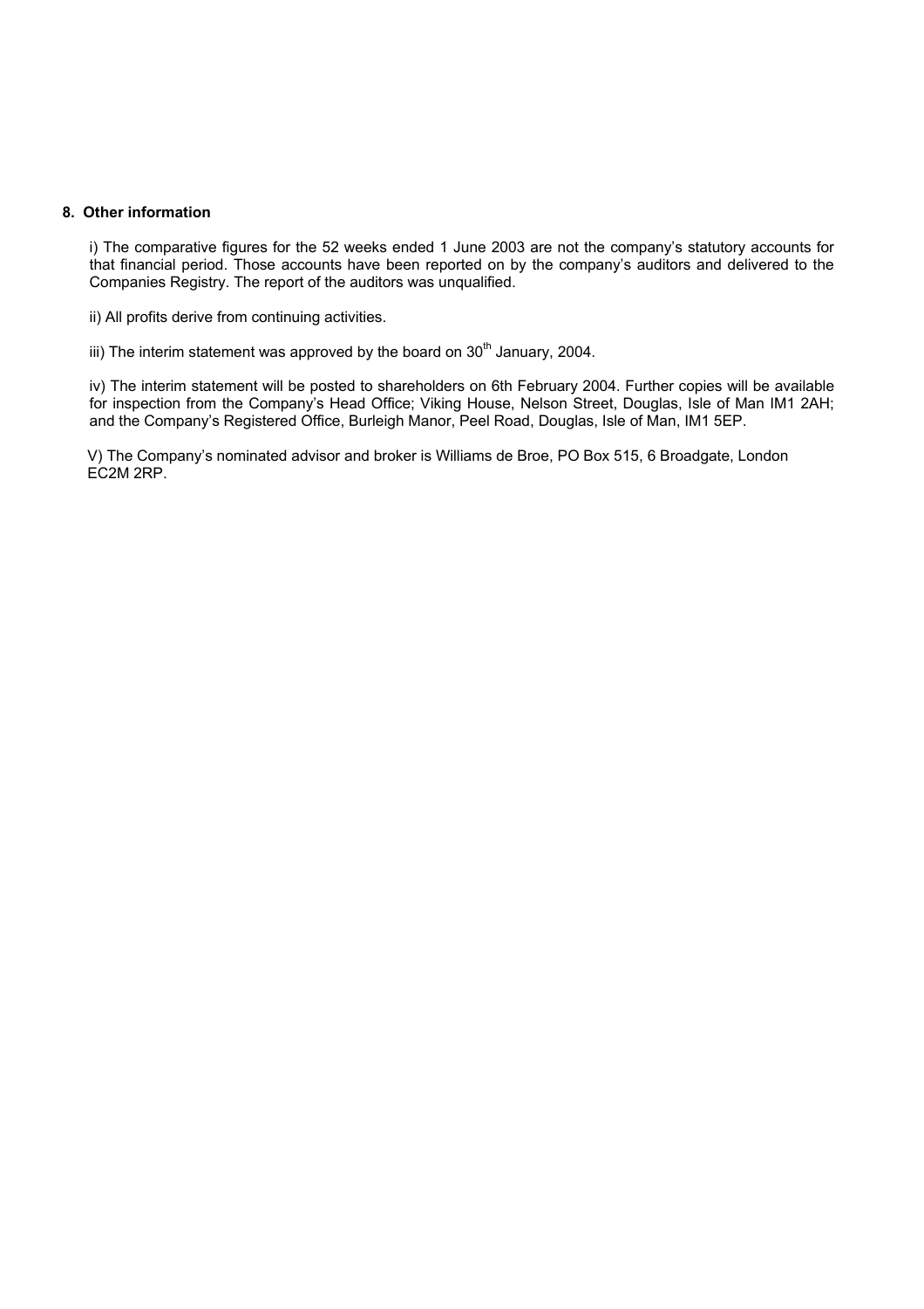## 8. Other information

i) The comparative figures for the 52 weeks ended 1 June 2003 are not the company's statutory accounts for that financial period. Those accounts have been reported on by the company's auditors and delivered to the Companies Registry. The report of the auditors was unqualified.

ii) All profits derive from continuing activities.

iii) The interim statement was approved by the board on 30th January, 2004.

iv) The interim statement will be posted to shareholders on 6th February 2004. Further copies will be available for inspection from the Company's Head Office; Viking House, Nelson Street, Douglas, Isle of Man IM1 2AH; and the Company's Registered Office, Burleigh Manor, Peel Road, Douglas, Isle of Man, IM1 5EP.

V) The Company's nominated advisor and broker is Williams de Broe, PO Box 515, 6 Broadgate, London EC2M 2RP.